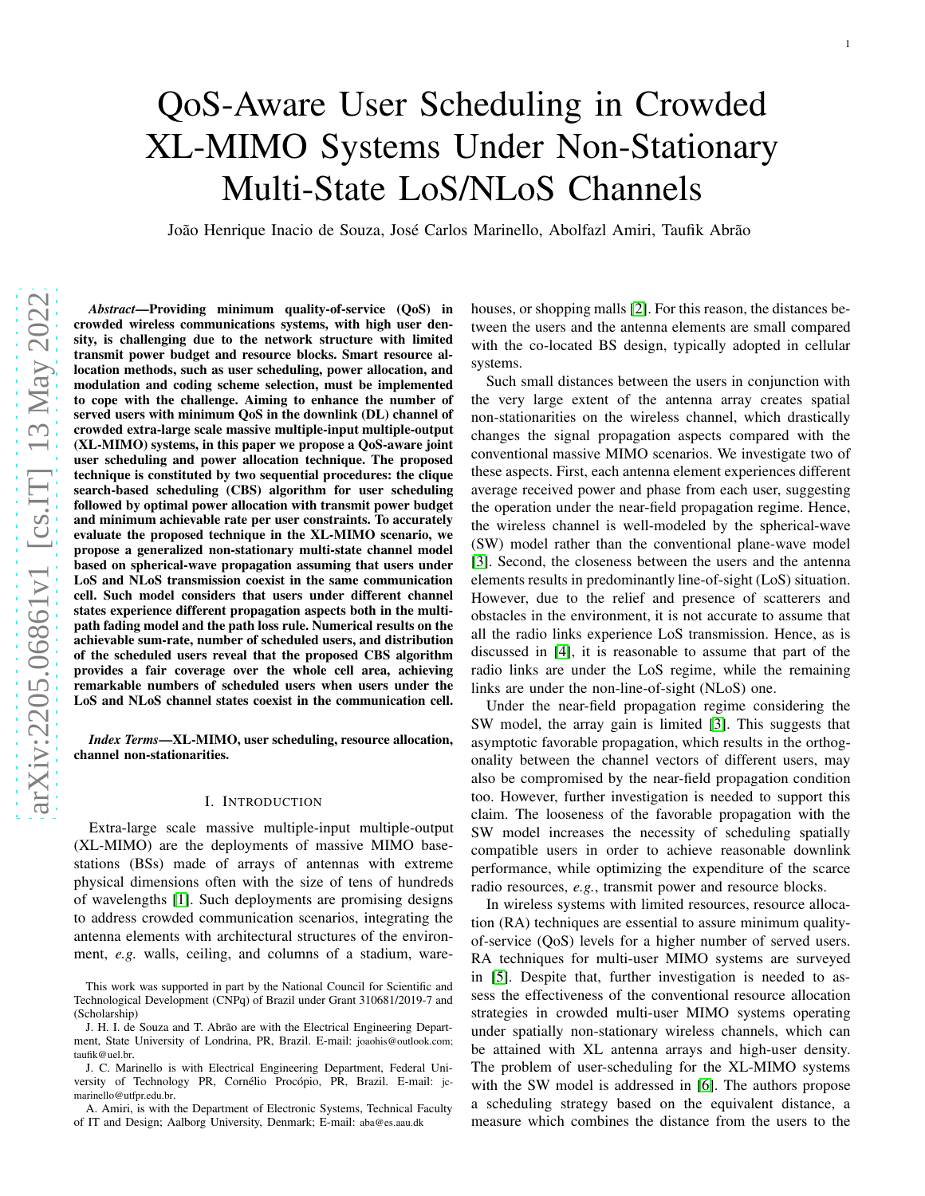# QoS-Aware User Scheduling in Crowded XL-MIMO Systems Under Non-Stationary Multi-State LoS/NLoS Channels

João Henrique Inacio de Souza, José Carlos Marinello, Abolfazl Amiri, Taufik Abrão

***Abstract*—Providing minimum quality-of-service (QoS) in crowded wireless communications systems, with high user density, is challenging due to the network structure with limited transmit power budget and resource blocks. Smart resource allocation methods, such as user scheduling, power allocation, and modulation and coding scheme selection, must be implemented to cope with the challenge. Aiming to enhance the number of served users with minimum QoS in the downlink (DL) channel of crowded extra-large scale massive multiple-input multiple-output (XL-MIMO) systems, in this paper we propose a QoS-aware joint user scheduling and power allocation technique. The proposed technique is constituted by two sequential procedures: the clique search-based scheduling (CBS) algorithm for user scheduling followed by optimal power allocation with transmit power budget and minimum achievable rate per user constraints. To accurately evaluate the proposed technique in the XL-MIMO scenario, we propose a generalized non-stationary multi-state channel model based on spherical-wave propagation assuming that users under LoS and NLoS transmission coexist in the same communication cell. Such model considers that users under different channel states experience different propagation aspects both in the multipath fading model and the path loss rule. Numerical results on the achievable sum-rate, number of scheduled users, and distribution of the scheduled users reveal that the proposed CBS algorithm provides a fair coverage over the whole cell area, achieving remarkable numbers of scheduled users when users under the LoS and NLoS channel states coexist in the communication cell.**

***Index Terms*—XL-MIMO, user scheduling, resource allocation, channel non-stationarities.**

## I. Introduction

Extra-large scale massive multiple-input multiple-output (XL-MIMO) are the deployments of massive MIMO base-stations (BSs) made of arrays of antennas with extreme physical dimensions often with the size of tens of hundreds of wavelengths [1]. Such deployments are promising designs to address crowded communication scenarios, integrating the antenna elements with architectural structures of the environment, *e.g.* walls, ceiling, and columns of a stadium, warehouses, or shopping malls [2]. For this reason, the distances between the users and the antenna elements are small compared with the co-located BS design, typically adopted in cellular systems.

Such small distances between the users in conjunction with the very large extent of the antenna array creates spatial non-stationarities on the wireless channel, which drastically changes the signal propagation aspects compared with the conventional massive MIMO scenarios. We investigate two of these aspects. First, each antenna element experiences different average received power and phase from each user, suggesting the operation under the near-field propagation regime. Hence, the wireless channel is well-modeled by the spherical-wave (SW) model rather than the conventional plane-wave model [3]. Second, the closeness between the users and the antenna elements results in predominantly line-of-sight (LoS) situation. However, due to the relief and presence of scatterers and obstacles in the environment, it is not accurate to assume that all the radio links experience LoS transmission. Hence, as is discussed in [4], it is reasonable to assume that part of the radio links are under the LoS regime, while the remaining links are under the non-line-of-sight (NLoS) one.

Under the near-field propagation regime considering the SW model, the array gain is limited [3]. This suggests that asymptotic favorable propagation, which results in the orthogonality between the channel vectors of different users, may also be compromised by the near-field propagation condition too. However, further investigation is needed to support this claim. The looseness of the favorable propagation with the SW model increases the necessity of scheduling spatially compatible users in order to achieve reasonable downlink performance, while optimizing the expenditure of the scarce radio resources, *e.g.*, transmit power and resource blocks.

In wireless systems with limited resources, resource allocation (RA) techniques are essential to assure minimum quality-of-service (QoS) levels for a higher number of served users. RA techniques for multi-user MIMO systems are surveyed in [5]. Despite that, further investigation is needed to assess the effectiveness of the conventional resource allocation strategies in crowded multi-user MIMO systems operating under spatially non-stationary wireless channels, which can be attained with XL antenna arrays and high-user density. The problem of user-scheduling for the XL-MIMO systems with the SW model is addressed in [6]. The authors propose a scheduling strategy based on the equivalent distance, a measure which combines the distance from the users to the

This work was supported in part by the National Council for Scientific and Technological Development (CNPq) of Brazil under Grant 310681/2019-7 and (Scholarship)

J. H. I. de Souza and T. Abrão are with the Electrical Engineering Department, State University of Londrina, PR, Brazil. E-mail: joaohis@outlook.com; taufik@uel.br.

J. C. Marinello is with Electrical Engineering Department, Federal University of Technology PR, Cornélio Procópio, PR, Brazil. E-mail: jcmarinello@utfpr.edu.br.

A. Amiri, is with the Department of Electronic Systems, Technical Faculty of IT and Design; Aalborg University, Denmark; E-mail: aba@es.aau.dk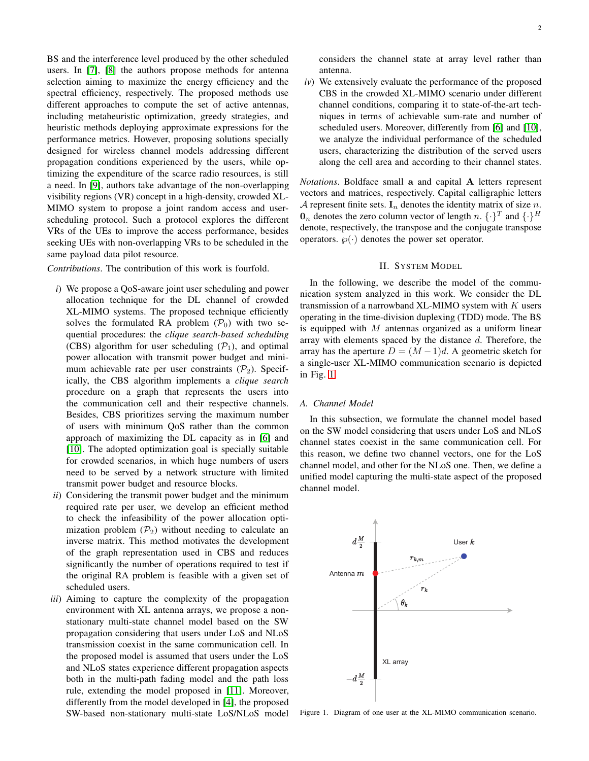BS and the interference level produced by the other scheduled users. In [7], [8] the authors propose methods for antenna selection aiming to maximize the energy efficiency and the spectral efficiency, respectively. The proposed methods use different approaches to compute the set of active antennas, including metaheuristic optimization, greedy strategies, and heuristic methods deploying approximate expressions for the performance metrics. However, proposing solutions specially designed for wireless channel models addressing different propagation conditions experienced by the users, while optimizing the expenditure of the scarce radio resources, is still a need. In [9], authors take advantage of the non-overlapping visibility regions (VR) concept in a high-density, crowded XL-MIMO system to propose a joint random access and user-scheduling protocol. Such a protocol explores the different VRs of the UEs to improve the access performance, besides seeking UEs with non-overlapping VRs to be scheduled in the same payload data pilot resource.

*Contributions*. The contribution of this work is fourfold.

*i*) We propose a QoS-aware joint user scheduling and power allocation technique for the DL channel of crowded XL-MIMO systems. The proposed technique efficiently solves the formulated RA problem ($\mathcal{P}_0$) with two sequential procedures: the *clique search-based scheduling* (CBS) algorithm for user scheduling ($\mathcal{P}_1$), and optimal power allocation with transmit power budget and minimum achievable rate per user constraints ($\mathcal{P}_2$). Specifically, the CBS algorithm implements a *clique search* procedure on a graph that represents the users into the communication cell and their respective channels. Besides, CBS prioritizes serving the maximum number of users with minimum QoS rather than the common approach of maximizing the DL capacity as in [6] and [10]. The adopted optimization goal is specially suitable for crowded scenarios, in which huge numbers of users need to be served by a network structure with limited transmit power budget and resource blocks.

*ii*) Considering the transmit power budget and the minimum required rate per user, we develop an efficient method to check the infeasibility of the power allocation optimization problem ($\mathcal{P}_2$) without needing to calculate an inverse matrix. This method motivates the development of the graph representation used in CBS and reduces significantly the number of operations required to test if the original RA problem is feasible with a given set of scheduled users.

*iii*) Aiming to capture the complexity of the propagation environment with XL antenna arrays, we propose a non-stationary multi-state channel model based on the SW propagation considering that users under LoS and NLoS transmission coexist in the same communication cell. In the proposed model is assumed that users under the LoS and NLoS states experience different propagation aspects both in the multi-path fading model and the path loss rule, extending the model proposed in [11]. Moreover, differently from the model developed in [4], the proposed SW-based non-stationary multi-state LoS/NLoS model considers the channel state at array level rather than antenna.

*iv*) We extensively evaluate the performance of the proposed CBS in the crowded XL-MIMO scenario under different channel conditions, comparing it to state-of-the-art techniques in terms of achievable sum-rate and number of scheduled users. Moreover, differently from [6] and [10], we analyze the individual performance of the scheduled users, characterizing the distribution of the served users along the cell area and according to their channel states.

*Notations*. Boldface small $\mathbf{a}$ and capital $\mathbf{A}$ letters represent vectors and matrices, respectively. Capital calligraphic letters $\mathcal{A}$ represent finite sets. $\mathbf{I}_n$ denotes the identity matrix of size $n$. $\mathbf{0}_n$ denotes the zero column vector of length $n$. $\{\cdot\}^T$ and $\{\cdot\}^H$ denote, respectively, the transpose and the conjugate transpose operators. $\wp(\cdot)$ denotes the power set operator.

## II. System Model

In the following, we describe the model of the communication system analyzed in this work. We consider the DL transmission of a narrowband XL-MIMO system with $K$ users operating in the time-division duplexing (TDD) mode. The BS is equipped with $M$ antennas organized as a uniform linear array with elements spaced by the distance $d$. Therefore, the array has the aperture $D = (M-1)d$. A geometric sketch for a single-user XL-MIMO communication scenario is depicted in Fig. 1.

### A. Channel Model

In this subsection, we formulate the channel model based on the SW model considering that users under LoS and NLoS channel states coexist in the same communication cell. For this reason, we define two channel vectors, one for the LoS channel model, and other for the NLoS one. Then, we define a unified model capturing the multi-state aspect of the proposed channel model.

Figure 1. Diagram of one user at the XL-MIMO communication scenario.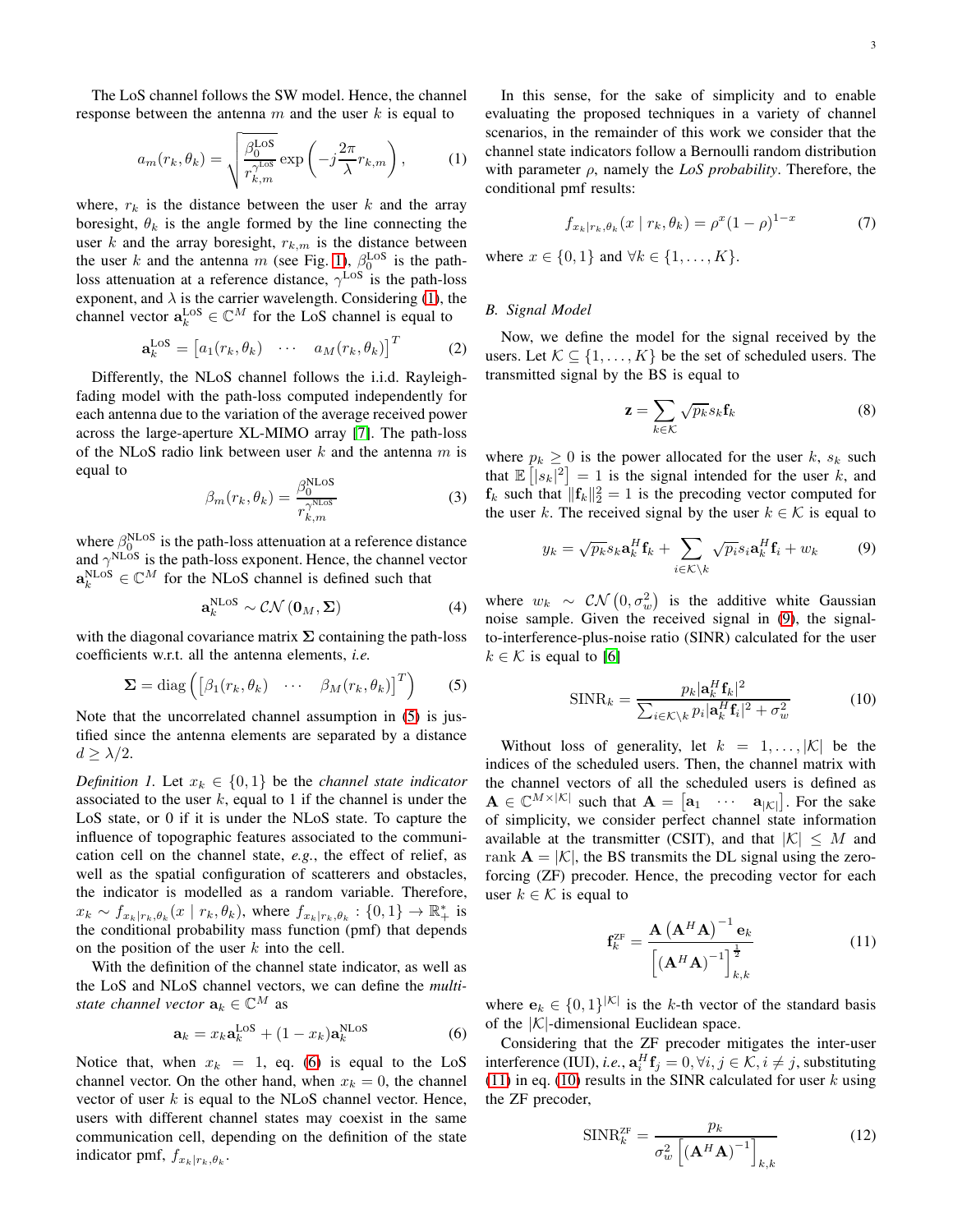The LoS channel follows the SW model. Hence, the channel response between the antenna $m$ and the user $k$ is equal to

$$a_m(r_k, \theta_k) = \sqrt{\frac{\beta_0^{\text{LoS}}}{r_{k,m}^{\gamma^{\text{LoS}}}}} \exp\left(-j\frac{2\pi}{\lambda} r_{k,m}\right), \tag{1}$$

where, $r_k$ is the distance between the user $k$ and the array boresight, $\theta_k$ is the angle formed by the line connecting the user $k$ and the array boresight, $r_{k,m}$ is the distance between the user $k$ and the antenna $m$ (see Fig. 1), $\beta_0^{\text{LoS}}$ is the path-loss attenuation at a reference distance, $\gamma^{\text{LoS}}$ is the path-loss exponent, and $\lambda$ is the carrier wavelength. Considering (1), the channel vector $\mathbf{a}_k^{\text{LoS}} \in \mathbb{C}^M$ for the LoS channel is equal to

$$\mathbf{a}_k^{\text{LoS}} = \begin{bmatrix} a_1(r_k, \theta_k) & \cdots & a_M(r_k, \theta_k) \end{bmatrix}^T \tag{2}$$

Differently, the NLoS channel follows the i.i.d. Rayleigh-fading model with the path-loss computed independently for each antenna due to the variation of the average received power across the large-aperture XL-MIMO array [7]. The path-loss of the NLoS radio link between user $k$ and the antenna $m$ is equal to

$$\beta_m(r_k, \theta_k) = \frac{\beta_0^{\text{NLoS}}}{r_{k,m}^{\gamma^{\text{NLoS}}}} \tag{3}$$

where $\beta_0^{\text{NLoS}}$ is the path-loss attenuation at a reference distance and $\gamma^{\text{NLoS}}$ is the path-loss exponent. Hence, the channel vector $\mathbf{a}_k^{\text{NLoS}} \in \mathbb{C}^M$ for the NLoS channel is defined such that

$$\mathbf{a}_k^{\text{NLoS}} \sim \mathcal{CN}\left(\mathbf{0}_M, \boldsymbol{\Sigma}\right) \tag{4}$$

with the diagonal covariance matrix $\boldsymbol{\Sigma}$ containing the path-loss coefficients w.r.t. all the antenna elements, *i.e.*

$$\boldsymbol{\Sigma} = \operatorname{diag}\left(\begin{bmatrix} \beta_1(r_k, \theta_k) & \cdots & \beta_M(r_k, \theta_k) \end{bmatrix}^T\right) \tag{5}$$

Note that the uncorrelated channel assumption in (5) is justified since the antenna elements are separated by a distance $d \geq \lambda/2$.

*Definition 1.* Let $x_k \in \{0, 1\}$ be the *channel state indicator* associated to the user $k$, equal to 1 if the channel is under the LoS state, or 0 if it is under the NLoS state. To capture the influence of topographic features associated to the communication cell on the channel state, *e.g.*, the effect of relief, as well as the spatial configuration of scatterers and obstacles, the indicator is modelled as a random variable. Therefore, $x_k \sim f_{x_k|r_k,\theta_k}(x \mid r_k, \theta_k)$, where $f_{x_k|r_k,\theta_k} : \{0, 1\} \to \mathbb{R}_+^*$ is the conditional probability mass function (pmf) that depends on the position of the user $k$ into the cell.

With the definition of the channel state indicator, as well as the LoS and NLoS channel vectors, we can define the *multi-state channel vector* $\mathbf{a}_k \in \mathbb{C}^M$ as

$$\mathbf{a}_k = x_k \mathbf{a}_k^{\text{LoS}} + (1 - x_k)\mathbf{a}_k^{\text{NLoS}} \tag{6}$$

Notice that, when $x_k = 1$, eq. (6) is equal to the LoS channel vector. On the other hand, when $x_k = 0$, the channel vector of user $k$ is equal to the NLoS channel vector. Hence, users with different channel states may coexist in the same communication cell, depending on the definition of the state indicator pmf, $f_{x_k|r_k,\theta_k}$.

In this sense, for the sake of simplicity and to enable evaluating the proposed techniques in a variety of channel scenarios, in the remainder of this work we consider that the channel state indicators follow a Bernoulli random distribution with parameter $\rho$, namely the *LoS probability*. Therefore, the conditional pmf results:

$$f_{x_k|r_k,\theta_k}(x \mid r_k, \theta_k) = \rho^x (1 - \rho)^{1-x} \tag{7}$$

where $x \in \{0, 1\}$ and $\forall k \in \{1, \ldots, K\}$.

### B. Signal Model

Now, we define the model for the signal received by the users. Let $\mathcal{K} \subseteq \{1, \ldots, K\}$ be the set of scheduled users. The transmitted signal by the BS is equal to

$$\mathbf{z} = \sum_{k \in \mathcal{K}} \sqrt{p_k} s_k \mathbf{f}_k \tag{8}$$

where $p_k \geq 0$ is the power allocated for the user $k$, $s_k$ such that $\mathbb{E}\left[|s_k|^2\right] = 1$ is the signal intended for the user $k$, and $\mathbf{f}_k$ such that $\|\mathbf{f}_k\|_2^2 = 1$ is the precoding vector computed for the user $k$. The received signal by the user $k \in \mathcal{K}$ is equal to

$$y_k = \sqrt{p_k} s_k \mathbf{a}_k^H \mathbf{f}_k + \sum_{i \in \mathcal{K} \setminus k} \sqrt{p_i} s_i \mathbf{a}_k^H \mathbf{f}_i + w_k \tag{9}$$

where $w_k \sim \mathcal{CN}\left(0, \sigma_w^2\right)$ is the additive white Gaussian noise sample. Given the received signal in (9), the signal-to-interference-plus-noise ratio (SINR) calculated for the user $k \in \mathcal{K}$ is equal to [6]

$$\text{SINR}_k = \frac{p_k |\mathbf{a}_k^H \mathbf{f}_k|^2}{\sum_{i \in \mathcal{K} \setminus k} p_i |\mathbf{a}_k^H \mathbf{f}_i|^2 + \sigma_w^2} \tag{10}$$

Without loss of generality, let $k = 1, \ldots, |\mathcal{K}|$ be the indices of the scheduled users. Then, the channel matrix with the channel vectors of all the scheduled users is defined as $\mathbf{A} \in \mathbb{C}^{M \times |\mathcal{K}|}$ such that $\mathbf{A} = \begin{bmatrix} \mathbf{a}_1 & \cdots & \mathbf{a}_{|\mathcal{K}|} \end{bmatrix}$. For the sake of simplicity, we consider perfect channel state information available at the transmitter (CSIT), and that $|\mathcal{K}| \leq M$ and $\operatorname{rank} \mathbf{A} = |\mathcal{K}|$, the BS transmits the DL signal using the zero-forcing (ZF) precoder. Hence, the precoding vector for each user $k \in \mathcal{K}$ is equal to

$$\mathbf{f}_k^{\text{ZF}} = \frac{\mathbf{A}\left(\mathbf{A}^H \mathbf{A}\right)^{-1} \mathbf{e}_k}{\left[\left(\mathbf{A}^H \mathbf{A}\right)^{-1}\right]_{k,k}^{\frac{1}{2}}} \tag{11}$$

where $\mathbf{e}_k \in \{0, 1\}^{|\mathcal{K}|}$ is the $k$-th vector of the standard basis of the $|\mathcal{K}|$-dimensional Euclidean space.

Considering that the ZF precoder mitigates the inter-user interference (IUI), *i.e.*, $\mathbf{a}_i^H \mathbf{f}_j = 0, \forall i, j \in \mathcal{K}, i \neq j$, substituting (11) in eq. (10) results in the SINR calculated for user $k$ using the ZF precoder,

$$\text{SINR}_k^{\text{ZF}} = \frac{p_k}{\sigma_w^2 \left[\left(\mathbf{A}^H \mathbf{A}\right)^{-1}\right]_{k,k}} \tag{12}$$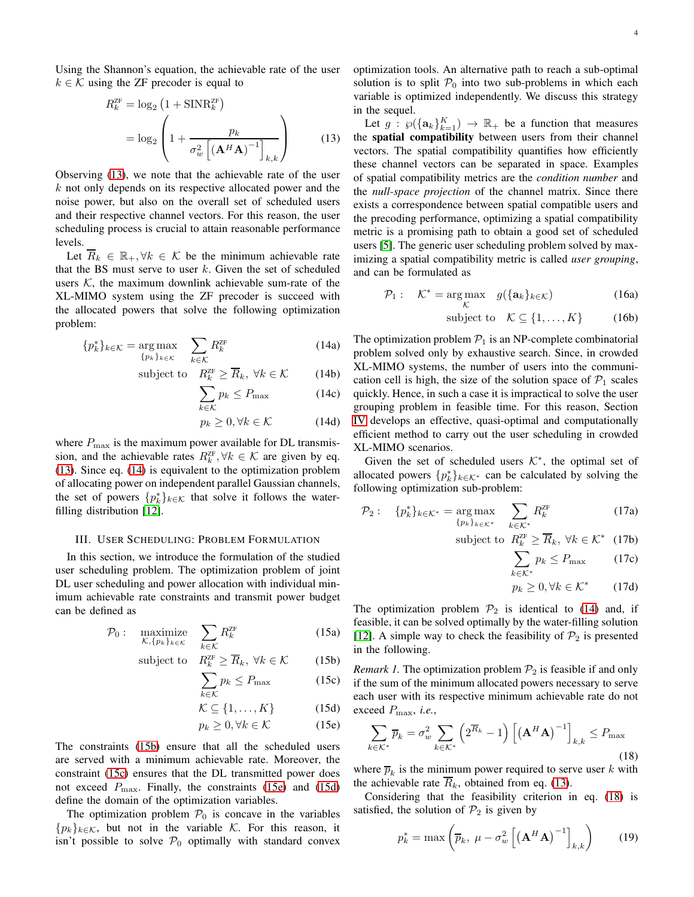Using the Shannon's equation, the achievable rate of the user $k \in \mathcal{K}$ using the ZF precoder is equal to

$$R_k^{\text{ZF}} = \log_2\left(1 + \text{SINR}_k^{\text{ZF}}\right) = \log_2\left(1 + \frac{p_k}{\sigma_w^2\left[\left(\mathbf{A}^H\mathbf{A}\right)^{-1}\right]_{k,k}}\right) \quad (13)$$

Observing (13), we note that the achievable rate of the user $k$ not only depends on its respective allocated power and the noise power, but also on the overall set of scheduled users and their respective channel vectors. For this reason, the user scheduling process is crucial to attain reasonable performance levels.

Let $\overline{R}_k \in \mathbb{R}_+, \forall k \in \mathcal{K}$ be the minimum achievable rate that the BS must serve to user $k$. Given the set of scheduled users $\mathcal{K}$, the maximum downlink achievable sum-rate of the XL-MIMO system using the ZF precoder is succeed with the allocated powers that solve the following optimization problem:

$$\{p_k^*\}_{k\in\mathcal{K}} = \underset{\{p_k\}_{k\in\mathcal{K}}}{\arg\max} \sum_{k\in\mathcal{K}} R_k^{\text{ZF}} \quad (14a)$$

$$\text{subject to} \quad R_k^{\text{ZF}} \geq \overline{R}_k,\ \forall k \in \mathcal{K} \quad (14b)$$

$$\sum_{k\in\mathcal{K}} p_k \leq P_{\max} \quad (14c)$$

$$p_k \geq 0, \forall k \in \mathcal{K} \quad (14d)$$

where $P_{\max}$ is the maximum power available for DL transmission, and the achievable rates $R_k^{\text{ZF}}, \forall k \in \mathcal{K}$ are given by eq. (13). Since eq. (14) is equivalent to the optimization problem of allocating power on independent parallel Gaussian channels, the set of powers $\{p_k^*\}_{k\in\mathcal{K}}$ that solve it follows the water-filling distribution [12].

## III. User Scheduling: Problem Formulation

In this section, we introduce the formulation of the studied user scheduling problem. The optimization problem of joint DL user scheduling and power allocation with individual minimum achievable rate constraints and transmit power budget can be defined as

$$\mathcal{P}_0: \quad \underset{\mathcal{K},\{p_k\}_{k\in\mathcal{K}}}{\text{maximize}} \sum_{k\in\mathcal{K}} R_k^{\text{ZF}} \quad (15a)$$

$$\text{subject to} \quad R_k^{\text{ZF}} \geq \overline{R}_k,\ \forall k \in \mathcal{K} \quad (15b)$$

$$\sum_{k\in\mathcal{K}} p_k \leq P_{\max} \quad (15c)$$

$$\mathcal{K} \subseteq \{1,\ldots,K\} \quad (15d)$$

$$p_k \geq 0, \forall k \in \mathcal{K} \quad (15e)$$

The constraints (15b) ensure that all the scheduled users are served with a minimum achievable rate. Moreover, the constraint (15c) ensures that the DL transmitted power does not exceed $P_{\max}$. Finally, the constraints (15e) and (15d) define the domain of the optimization variables.

The optimization problem $\mathcal{P}_0$ is concave in the variables $\{p_k\}_{k\in\mathcal{K}}$, but not in the variable $\mathcal{K}$. For this reason, it isn't possible to solve $\mathcal{P}_0$ optimally with standard convex optimization tools. An alternative path to reach a sub-optimal solution is to split $\mathcal{P}_0$ into two sub-problems in which each variable is optimized independently. We discuss this strategy in the sequel.

Let $g : \wp(\{\mathbf{a}_k\}_{k=1}^K) \to \mathbb{R}_+$ be a function that measures the **spatial compatibility** between users from their channel vectors. The spatial compatibility quantifies how efficiently these channel vectors can be separated in space. Examples of spatial compatibility metrics are the *condition number* and the *null-space projection* of the channel matrix. Since there exists a correspondence between spatial compatible users and the precoding performance, optimizing a spatial compatibility metric is a promising path to obtain a good set of scheduled users [5]. The generic user scheduling problem solved by maximizing a spatial compatibility metric is called *user grouping*, and can be formulated as

$$\mathcal{P}_1: \quad \mathcal{K}^* = \underset{\mathcal{K}}{\arg\max} \quad g(\{\mathbf{a}_k\}_{k\in\mathcal{K}}) \quad (16a)$$

$$\text{subject to} \quad \mathcal{K} \subseteq \{1,\ldots,K\} \quad (16b)$$

The optimization problem $\mathcal{P}_1$ is an NP-complete combinatorial problem solved only by exhaustive search. Since, in crowded XL-MIMO systems, the number of users into the communication cell is high, the size of the solution space of $\mathcal{P}_1$ scales quickly. Hence, in such a case it is impractical to solve the user grouping problem in feasible time. For this reason, Section IV develops an effective, quasi-optimal and computationally efficient method to carry out the user scheduling in crowded XL-MIMO scenarios.

Given the set of scheduled users $\mathcal{K}^*$, the optimal set of allocated powers $\{p_k^*\}_{k\in\mathcal{K}^*}$ can be calculated by solving the following optimization sub-problem:

$$\mathcal{P}_2: \quad \{p_k^*\}_{k\in\mathcal{K}^*} = \underset{\{p_k\}_{k\in\mathcal{K}^*}}{\arg\max} \sum_{k\in\mathcal{K}^*} R_k^{\text{ZF}} \quad (17a)$$

$$\text{subject to} \quad R_k^{\text{ZF}} \geq \overline{R}_k,\ \forall k \in \mathcal{K}^* \quad (17b)$$

$$\sum_{k\in\mathcal{K}^*} p_k \leq P_{\max} \quad (17c)$$

$$p_k \geq 0, \forall k \in \mathcal{K}^* \quad (17d)$$

The optimization problem $\mathcal{P}_2$ is identical to (14) and, if feasible, it can be solved optimally by the water-filling solution [12]. A simple way to check the feasibility of $\mathcal{P}_2$ is presented in the following.

*Remark 1.* The optimization problem $\mathcal{P}_2$ is feasible if and only if the sum of the minimum allocated powers necessary to serve each user with its respective minimum achievable rate do not exceed $P_{\max}$, *i.e.*,

$$\sum_{k\in\mathcal{K}^*} \overline{p}_k = \sigma_w^2 \sum_{k\in\mathcal{K}^*} \left(2^{\overline{R}_k} - 1\right)\left[\left(\mathbf{A}^H\mathbf{A}\right)^{-1}\right]_{k,k} \leq P_{\max} \quad (18)$$

where $\overline{p}_k$ is the minimum power required to serve user $k$ with the achievable rate $\overline{R}_k$, obtained from eq. (13).

Considering that the feasibility criterion in eq. (18) is satisfied, the solution of $\mathcal{P}_2$ is given by

$$p_k^* = \max\left(\overline{p}_k,\ \mu - \sigma_w^2\left[\left(\mathbf{A}^H\mathbf{A}\right)^{-1}\right]_{k,k}\right) \quad (19)$$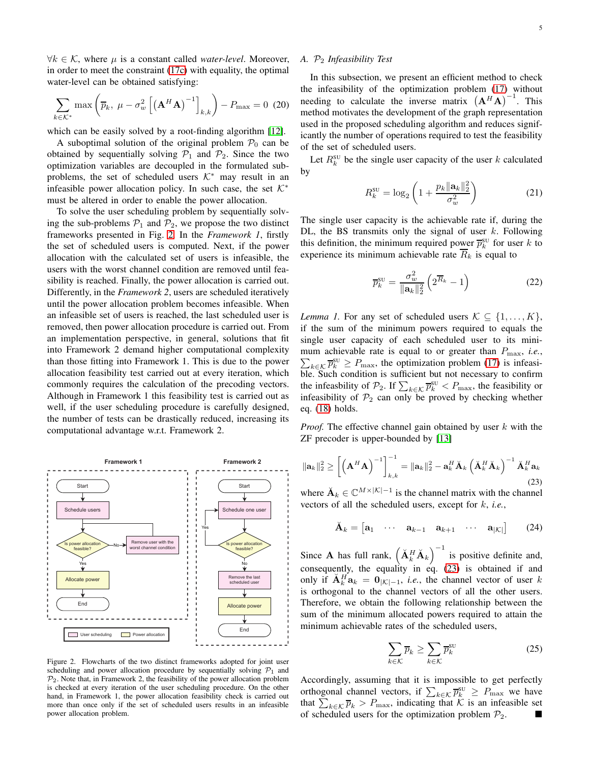$\forall k \in \mathcal{K}$, where $\mu$ is a constant called *water-level*. Moreover, in order to meet the constraint (17c) with equality, the optimal water-level can be obtained satisfying:

$$\sum_{k\in\mathcal{K}^*} \max\left(\overline{p}_k,\ \mu - \sigma_w^2\left[\left(\mathbf{A}^H\mathbf{A}\right)^{-1}\right]_{k,k}\right) - P_{\max} = 0 \quad (20)$$

which can be easily solved by a root-finding algorithm [12].

A suboptimal solution of the original problem $\mathcal{P}_0$ can be obtained by sequentially solving $\mathcal{P}_1$ and $\mathcal{P}_2$. Since the two optimization variables are decoupled in the formulated sub-problems, the set of scheduled users $\mathcal{K}^*$ may result in an infeasible power allocation policy. In such case, the set $\mathcal{K}^*$ must be altered in order to enable the power allocation.

To solve the user scheduling problem by sequentially solving the sub-problems $\mathcal{P}_1$ and $\mathcal{P}_2$, we propose the two distinct frameworks presented in Fig. 2. In the *Framework 1*, firstly the set of scheduled users is computed. Next, if the power allocation with the calculated set of users is infeasible, the users with the worst channel condition are removed until feasibility is reached. Finally, the power allocation is carried out. Differently, in the *Framework 2*, users are scheduled iteratively until the power allocation problem becomes infeasible. When an infeasible set of users is reached, the last scheduled user is removed, then power allocation procedure is carried out. From an implementation perspective, in general, solutions that fit into Framework 2 demand higher computational complexity than those fitting into Framework 1. This is due to the power allocation feasibility test carried out at every iteration, which commonly requires the calculation of the precoding vectors. Although in Framework 1 this feasibility test is carried out as well, if the user scheduling procedure is carefully designed, the number of tests can be drastically reduced, increasing its computational advantage w.r.t. Framework 2.

Figure 2. Flowcharts of the two distinct frameworks adopted for joint user scheduling and power allocation procedure by sequentially solving $\mathcal{P}_1$ and $\mathcal{P}_2$. Note that, in Framework 2, the feasibility of the power allocation problem is checked at every iteration of the user scheduling procedure. On the other hand, in Framework 1, the power allocation feasibility check is carried out more than once only if the set of scheduled users results in an infeasible power allocation problem.

### A. $\mathcal{P}_2$ Infeasibility Test

In this subsection, we present an efficient method to check the infeasibility of the optimization problem (17) without needing to calculate the inverse matrix $\left(\mathbf{A}^H\mathbf{A}\right)^{-1}$. This method motivates the development of the graph representation used in the proposed scheduling algorithm and reduces significantly the number of operations required to test the feasibility of the set of scheduled users.

Let $R_k^{\text{SU}}$ be the single user capacity of the user $k$ calculated by

$$R_k^{\text{SU}} = \log_2\left(1 + \frac{p_k\|\mathbf{a}_k\|_2^2}{\sigma_w^2}\right) \quad (21)$$

The single user capacity is the achievable rate if, during the DL, the BS transmits only the signal of user $k$. Following this definition, the minimum required power $\overline{p}_k^{\text{SU}}$ for user $k$ to experience its minimum achievable rate $\overline{R}_k$ is equal to

$$\overline{p}_k^{\text{SU}} = \frac{\sigma_w^2}{\|\mathbf{a}_k\|_2^2}\left(2^{\overline{R}_k} - 1\right) \quad (22)$$

*Lemma 1.* For any set of scheduled users $\mathcal{K} \subseteq \{1, \ldots, K\}$, if the sum of the minimum powers required to equals the single user capacity of each scheduled user to its minimum achievable rate is equal to or greater than $P_{\max}$, *i.e.*, $\sum_{k\in\mathcal{K}} \overline{p}_k^{\text{SU}} \geq P_{\max}$, the optimization problem (17) is infeasible. Such condition is sufficient but not necessary to confirm the infeasibility of $\mathcal{P}_2$. If $\sum_{k\in\mathcal{K}} \overline{p}_k^{\text{SU}} < P_{\max}$, the feasibility or infeasibility of $\mathcal{P}_2$ can only be proved by checking whether eq. (18) holds.

*Proof.* The effective channel gain obtained by user $k$ with the ZF precoder is upper-bounded by [13]

$$\|\mathbf{a}_k\|_2^2 \geq \left[\left(\mathbf{A}^H\mathbf{A}\right)^{-1}\right]_{k,k}^{-1} = \|\mathbf{a}_k\|_2^2 - \mathbf{a}_k^H\breve{\mathbf{A}}_k\left(\breve{\mathbf{A}}_k^H\breve{\mathbf{A}}_k\right)^{-1}\breve{\mathbf{A}}_k^H\mathbf{a}_k \quad (23)$$

where $\breve{\mathbf{A}}_k \in \mathbb{C}^{M\times|\mathcal{K}|-1}$ is the channel matrix with the channel vectors of all the scheduled users, except for $k$, *i.e.*,

$$\breve{\mathbf{A}}_k = \begin{bmatrix}\mathbf{a}_1 & \cdots & \mathbf{a}_{k-1} & \mathbf{a}_{k+1} & \cdots & \mathbf{a}_{|\mathcal{K}|}\end{bmatrix} \quad (24)$$

Since $\mathbf{A}$ has full rank, $\left(\breve{\mathbf{A}}_k^H\breve{\mathbf{A}}_k\right)^{-1}$ is positive definite and, consequently, the equality in eq. (23) is obtained if and only if $\breve{\mathbf{A}}_k^H\mathbf{a}_k = \mathbf{0}_{|\mathcal{K}|-1}$, *i.e.*, the channel vector of user $k$ is orthogonal to the channel vectors of all the other users. Therefore, we obtain the following relationship between the sum of the minimum allocated powers required to attain the minimum achievable rates of the scheduled users,

$$\sum_{k\in\mathcal{K}} \overline{p}_k \geq \sum_{k\in\mathcal{K}} \overline{p}_k^{\text{SU}} \quad (25)$$

Accordingly, assuming that it is impossible to get perfectly orthogonal channel vectors, if $\sum_{k\in\mathcal{K}} \overline{p}_k^{\text{SU}} \geq P_{\max}$ we have that $\sum_{k\in\mathcal{K}} \overline{p}_k > P_{\max}$, indicating that $\mathcal{K}$ is an infeasible set of scheduled users for the optimization problem $\mathcal{P}_2$. ■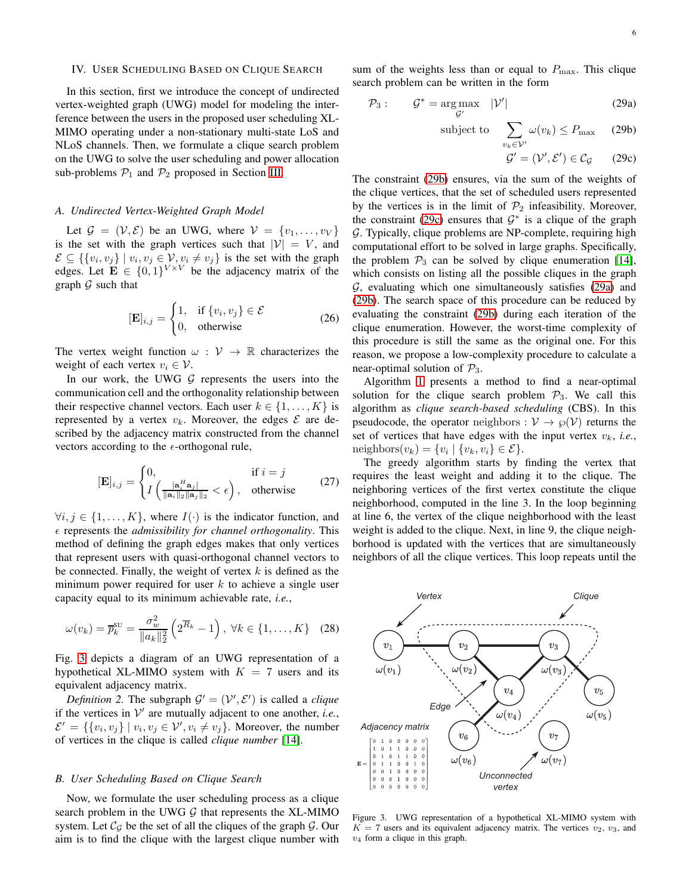## IV. User Scheduling Based on Clique Search

In this section, first we introduce the concept of undirected vertex-weighted graph (UWG) model for modeling the interference between the users in the proposed user scheduling XL-MIMO operating under a non-stationary multi-state LoS and NLoS channels. Then, we formulate a clique search problem on the UWG to solve the user scheduling and power allocation sub-problems $\mathcal{P}_1$ and $\mathcal{P}_2$ proposed in Section III.

### A. Undirected Vertex-Weighted Graph Model

Let $\mathcal{G} = (\mathcal{V}, \mathcal{E})$ be an UWG, where $\mathcal{V} = \{v_1, \ldots, v_V\}$ is the set with the graph vertices such that $|\mathcal{V}| = V$, and $\mathcal{E} \subseteq \{\{v_i, v_j\} \mid v_i, v_j \in \mathcal{V}, v_i \neq v_j\}$ is the set with the graph edges. Let $\mathbf{E} \in \{0,1\}^{V\times V}$ be the adjacency matrix of the graph $\mathcal{G}$ such that

$$[\mathbf{E}]_{i,j} = \begin{cases} 1, & \text{if } \{v_i, v_j\} \in \mathcal{E} \\ 0, & \text{otherwise} \end{cases} \tag{26}$$

The vertex weight function $\omega : \mathcal{V} \to \mathbb{R}$ characterizes the weight of each vertex $v_i \in \mathcal{V}$.

In our work, the UWG $\mathcal{G}$ represents the users into the communication cell and the orthogonality relationship between their respective channel vectors. Each user $k \in \{1, \ldots, K\}$ is represented by a vertex $v_k$. Moreover, the edges $\mathcal{E}$ are described by the adjacency matrix constructed from the channel vectors according to the $\epsilon$-orthogonal rule,

$$[\mathbf{E}]_{i,j} = \begin{cases} 0, & \text{if } i = j \\ I\left(\frac{|\mathbf{a}_i^H \mathbf{a}_j|}{\|\mathbf{a}_i\|_2 \|\mathbf{a}_j\|_2} < \epsilon\right), & \text{otherwise} \end{cases} \tag{27}$$

$\forall i, j \in \{1, \ldots, K\}$, where $I(\cdot)$ is the indicator function, and $\epsilon$ represents the *admissibility for channel orthogonality*. This method of defining the graph edges makes that only vertices that represent users with quasi-orthogonal channel vectors to be connected. Finally, the weight of vertex $k$ is defined as the minimum power required for user $k$ to achieve a single user capacity equal to its minimum achievable rate, *i.e.*,

$$\omega(v_k) = \overline{p}_k^{\text{SU}} = \frac{\sigma_w^2}{\|a_k\|_2^2}\left(2^{\overline{R}_k} - 1\right), \ \forall k \in \{1, \ldots, K\} \tag{28}$$

Fig. 3 depicts a diagram of an UWG representation of a hypothetical XL-MIMO system with $K = 7$ users and its equivalent adjacency matrix.

*Definition 2.* The subgraph $\mathcal{G}' = (\mathcal{V}', \mathcal{E}')$ is called a *clique* if the vertices in $\mathcal{V}'$ are mutually adjacent to one another, *i.e.*, $\mathcal{E}' = \{\{v_i, v_j\} \mid v_i, v_j \in \mathcal{V}', v_i \neq v_j\}$. Moreover, the number of vertices in the clique is called *clique number* [14].

### B. User Scheduling Based on Clique Search

Now, we formulate the user scheduling process as a clique search problem in the UWG $\mathcal{G}$ that represents the XL-MIMO system. Let $\mathcal{C}_\mathcal{G}$ be the set of all the cliques of the graph $\mathcal{G}$. Our aim is to find the clique with the largest clique number with sum of the weights less than or equal to $P_{\max}$. This clique search problem can be written in the form

$$\mathcal{P}_3: \quad \mathcal{G}^* = \arg\max_{\mathcal{G}'} \ |\mathcal{V}'| \tag{29a}$$

$$\text{subject to} \quad \sum_{v_k \in \mathcal{V}'} \omega(v_k) \leq P_{\max} \tag{29b}$$

$$\mathcal{G}' = (\mathcal{V}', \mathcal{E}') \in \mathcal{C}_\mathcal{G} \tag{29c}$$

The constraint (29b) ensures, via the sum of the weights of the clique vertices, that the set of scheduled users represented by the vertices is in the limit of $\mathcal{P}_2$ infeasibility. Moreover, the constraint (29c) ensures that $\mathcal{G}^*$ is a clique of the graph $\mathcal{G}$. Typically, clique problems are NP-complete, requiring high computational effort to be solved in large graphs. Specifically, the problem $\mathcal{P}_3$ can be solved by clique enumeration [14], which consists on listing all the possible cliques in the graph $\mathcal{G}$, evaluating which one simultaneously satisfies (29a) and (29b). The search space of this procedure can be reduced by evaluating the constraint (29b) during each iteration of the clique enumeration. However, the worst-time complexity of this procedure is still the same as the original one. For this reason, we propose a low-complexity procedure to calculate a near-optimal solution of $\mathcal{P}_3$.

Algorithm 1 presents a method to find a near-optimal solution for the clique search problem $\mathcal{P}_3$. We call this algorithm as *clique search-based scheduling* (CBS). In this pseudocode, the operator $\text{neighbors} : \mathcal{V} \to \wp(\mathcal{V})$ returns the set of vertices that have edges with the input vertex $v_k$, *i.e.*, $\text{neighbors}(v_k) = \{v_i \mid \{v_k, v_i\} \in \mathcal{E}\}$.

The greedy algorithm starts by finding the vertex that requires the least weight and adding it to the clique. The neighboring vertices of the first vertex constitute the clique neighborhood, computed in the line 3. In the loop beginning at line 6, the vertex of the clique neighborhood with the least weight is added to the clique. Next, in line 9, the clique neighborhood is updated with the vertices that are simultaneously neighbors of all the clique vertices. This loop repeats until the

Figure 3. UWG representation of a hypothetical XL-MIMO system with $K = 7$ users and its equivalent adjacency matrix. The vertices $v_2$, $v_3$, and $v_4$ form a clique in this graph.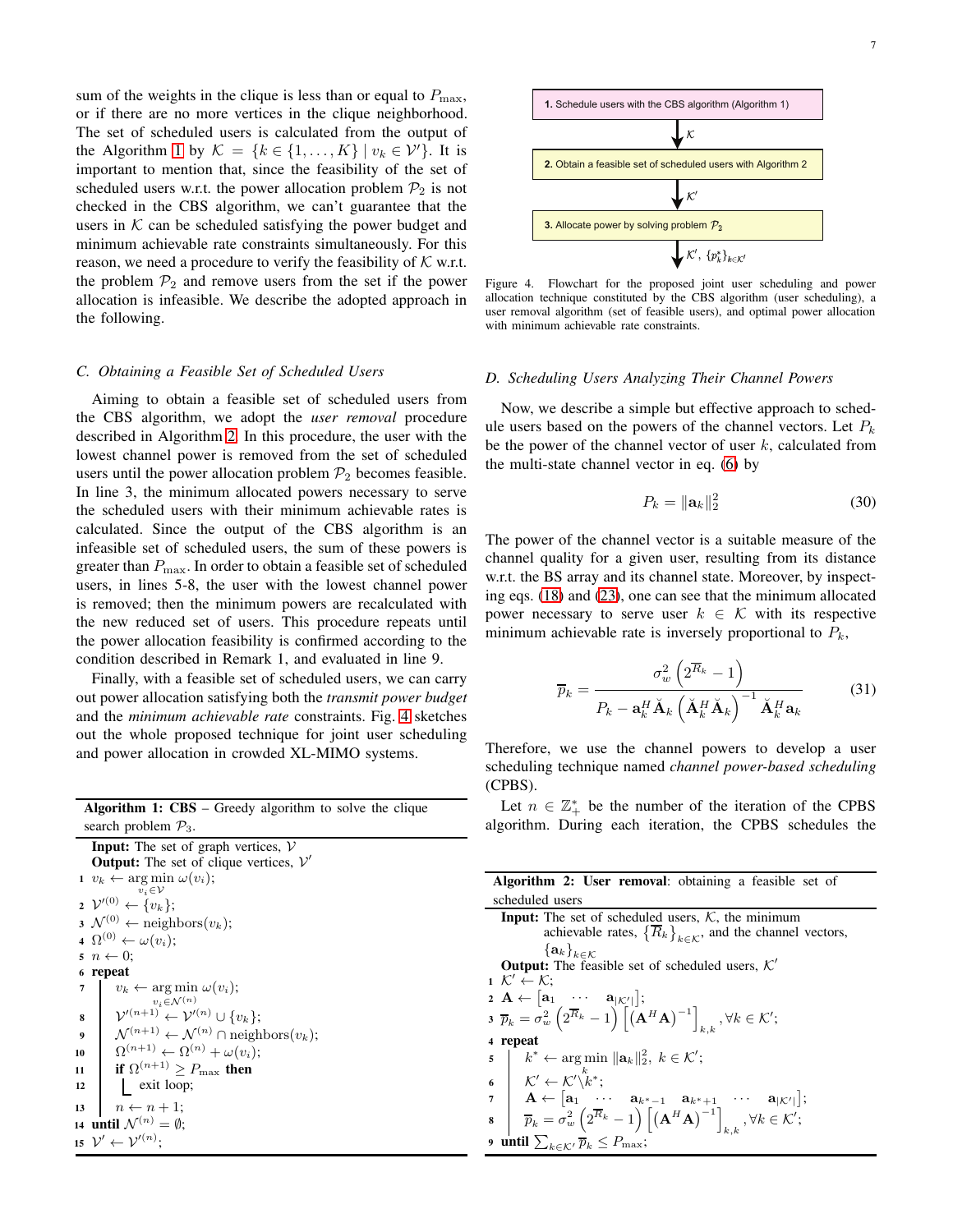sum of the weights in the clique is less than or equal to $P_{\max}$, or if there are no more vertices in the clique neighborhood. The set of scheduled users is calculated from the output of the Algorithm 1 by $\mathcal{K} = \{k \in \{1, \ldots, K\} \mid v_k \in \mathcal{V}'\}$. It is important to mention that, since the feasibility of the set of scheduled users w.r.t. the power allocation problem $\mathcal{P}_2$ is not checked in the CBS algorithm, we can't guarantee that the users in $\mathcal{K}$ can be scheduled satisfying the power budget and minimum achievable rate constraints simultaneously. For this reason, we need a procedure to verify the feasibility of $\mathcal{K}$ w.r.t. the problem $\mathcal{P}_2$ and remove users from the set if the power allocation is infeasible. We describe the adopted approach in the following.

### C. Obtaining a Feasible Set of Scheduled Users

Aiming to obtain a feasible set of scheduled users from the CBS algorithm, we adopt the *user removal* procedure described in Algorithm 2. In this procedure, the user with the lowest channel power is removed from the set of scheduled users until the power allocation problem $\mathcal{P}_2$ becomes feasible. In line 3, the minimum allocated powers necessary to serve the scheduled users with their minimum achievable rates is calculated. Since the output of the CBS algorithm is an infeasible set of scheduled users, the sum of these powers is greater than $P_{\max}$. In order to obtain a feasible set of scheduled users, in lines 5-8, the user with the lowest channel power is removed; then the minimum powers are recalculated with the new reduced set of users. This procedure repeats until the power allocation feasibility is confirmed according to the condition described in Remark 1, and evaluated in line 9.

Finally, with a feasible set of scheduled users, we can carry out power allocation satisfying both the *transmit power budget* and the *minimum achievable rate* constraints. Fig. 4 sketches out the whole proposed technique for joint user scheduling and power allocation in crowded XL-MIMO systems.

**Algorithm 1: CBS** – Greedy algorithm to solve the clique search problem $\mathcal{P}_3$.

**Input:** The set of graph vertices, $\mathcal{V}$
**Output:** The set of clique vertices, $\mathcal{V}'$

1. $v_k \leftarrow \arg\min\limits_{v_i \in \mathcal{V}} \omega(v_i)$;
2. $\mathcal{V}'^{(0)} \leftarrow \{v_k\}$;
3. $\mathcal{N}^{(0)} \leftarrow \text{neighbors}(v_k)$;
4. $\Omega^{(0)} \leftarrow \omega(v_i)$;
5. $n \leftarrow 0$;
6. **repeat**
7. $\quad v_k \leftarrow \arg\min\limits_{v_i \in \mathcal{N}^{(n)}} \omega(v_i)$;
8. $\quad \mathcal{V}'^{(n+1)} \leftarrow \mathcal{V}'^{(n)} \cup \{v_k\}$;
9. $\quad \mathcal{N}^{(n+1)} \leftarrow \mathcal{N}^{(n)} \cap \text{neighbors}(v_k)$;
10. $\quad \Omega^{(n+1)} \leftarrow \Omega^{(n)} + \omega(v_i)$;
11. $\quad$ **if** $\Omega^{(n+1)} \geq P_{\max}$ **then**
12. $\quad\quad$ exit loop;
13. $\quad n \leftarrow n + 1$;
14. **until** $\mathcal{N}^{(n)} = \emptyset$;
15. $\mathcal{V}' \leftarrow \mathcal{V}'^{(n)}$;

1. Schedule users with the CBS algorithm (Algorithm 1) → $\mathcal{K}$
2. Obtain a feasible set of scheduled users with Algorithm 2 → $\mathcal{K}'$
3. Allocate power by solving problem $\mathcal{P}_2$ → $\mathcal{K}'$, $\{p_k^*\}_{k\in\mathcal{K}'}$

Figure 4. Flowchart for the proposed joint user scheduling and power allocation technique constituted by the CBS algorithm (user scheduling), a user removal algorithm (set of feasible users), and optimal power allocation with minimum achievable rate constraints.

### D. Scheduling Users Analyzing Their Channel Powers

Now, we describe a simple but effective approach to schedule users based on the powers of the channel vectors. Let $P_k$ be the power of the channel vector of user $k$, calculated from the multi-state channel vector in eq. (6) by

$$P_k = \|\mathbf{a}_k\|_2^2 \tag{30}$$

The power of the channel vector is a suitable measure of the channel quality for a given user, resulting from its distance w.r.t. the BS array and its channel state. Moreover, by inspecting eqs. (18) and (23), one can see that the minimum allocated power necessary to serve user $k \in \mathcal{K}$ with its respective minimum achievable rate is inversely proportional to $P_k$,

$$\overline{p}_k = \frac{\sigma_w^2 \left(2^{\overline{R}_k} - 1\right)}{P_k - \mathbf{a}_k^H \breve{\mathbf{A}}_k \left(\breve{\mathbf{A}}_k^H \breve{\mathbf{A}}_k\right)^{-1} \breve{\mathbf{A}}_k^H \mathbf{a}_k} \tag{31}$$

Therefore, we use the channel powers to develop a user scheduling technique named *channel power-based scheduling* (CPBS).

Let $n \in \mathbb{Z}_+^*$ be the number of the iteration of the CPBS algorithm. During each iteration, the CPBS schedules the

**Algorithm 2: User removal**: obtaining a feasible set of scheduled users

**Input:** The set of scheduled users, $\mathcal{K}$, the minimum achievable rates, $\{\overline{R}_k\}_{k\in\mathcal{K}}$, and the channel vectors, $\{\mathbf{a}_k\}_{k\in\mathcal{K}}$
**Output:** The feasible set of scheduled users, $\mathcal{K}'$

1. $\mathcal{K}' \leftarrow \mathcal{K}$;
2. $\mathbf{A} \leftarrow \begin{bmatrix}\mathbf{a}_1 & \cdots & \mathbf{a}_{|\mathcal{K}'|}\end{bmatrix}$;
3. $\overline{p}_k = \sigma_w^2 \left(2^{\overline{R}_k} - 1\right) \left[\left(\mathbf{A}^H \mathbf{A}\right)^{-1}\right]_{k,k}, \forall k \in \mathcal{K}'$;
4. **repeat**
5. $\quad k^* \leftarrow \arg\min\limits_{k} \|\mathbf{a}_k\|_2^2,\ k \in \mathcal{K}'$;
6. $\quad \mathcal{K}' \leftarrow \mathcal{K}' \backslash k^*$;
7. $\quad \mathbf{A} \leftarrow \begin{bmatrix}\mathbf{a}_1 & \cdots & \mathbf{a}_{k^*-1} & \mathbf{a}_{k^*+1} & \cdots & \mathbf{a}_{|\mathcal{K}'|}\end{bmatrix}$;
8. $\quad \overline{p}_k = \sigma_w^2 \left(2^{\overline{R}_k} - 1\right) \left[\left(\mathbf{A}^H \mathbf{A}\right)^{-1}\right]_{k,k}, \forall k \in \mathcal{K}'$;
9. **until** $\sum_{k\in\mathcal{K}'} \overline{p}_k \leq P_{\max}$;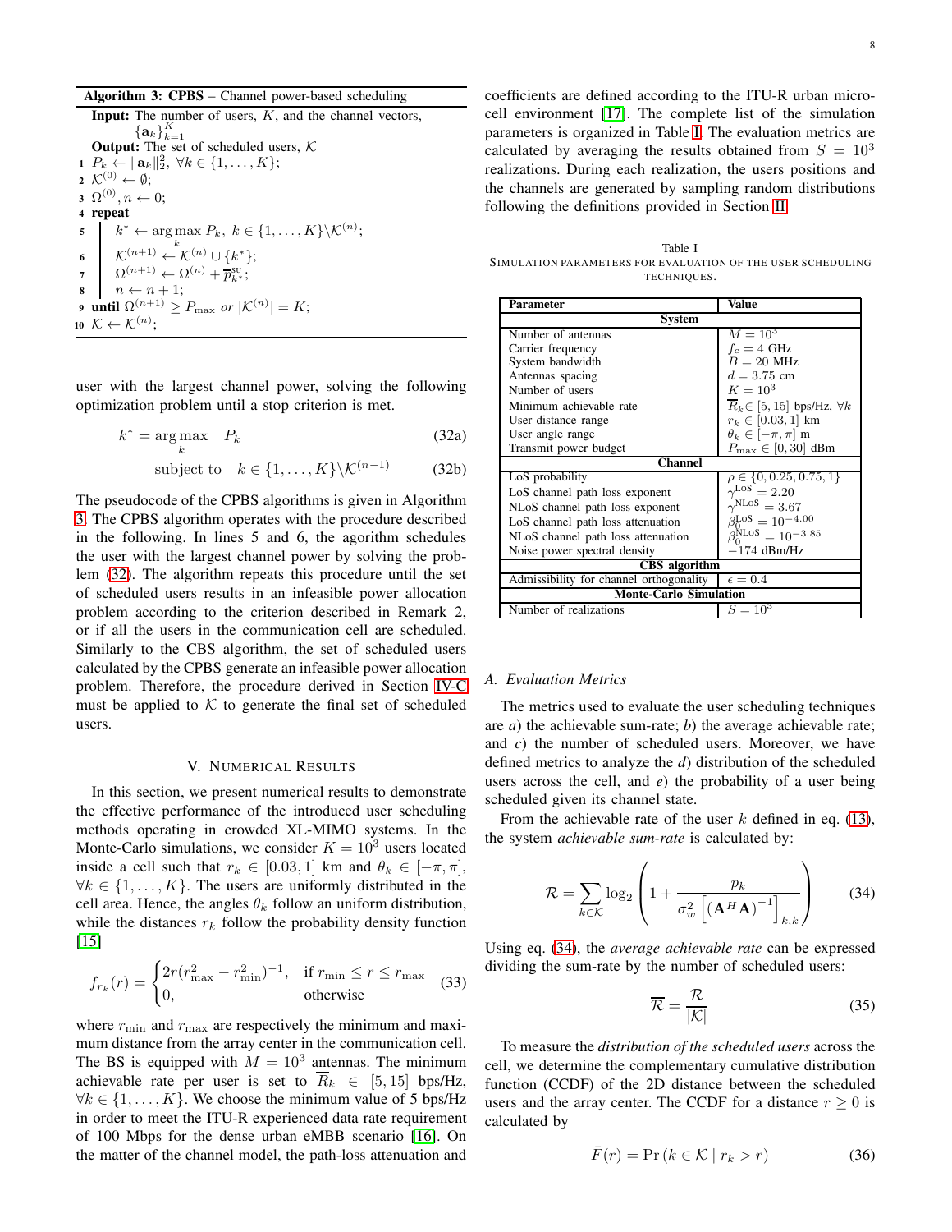**Algorithm 3: CPBS** – Channel power-based scheduling

**Input:** The number of users, $K$, and the channel vectors, $\{\mathbf{a}_k\}_{k=1}^{K}$

**Output:** The set of scheduled users, $\mathcal{K}$

```
1  P_k ← ||a_k||_2^2, ∀k ∈ {1,...,K};
2  K^(0) ← ∅;
3  Ω^(0), n ← 0;
4  repeat
5      k* ← argmax_k P_k, k ∈ {1,...,K}\K^(n);
6      K^(n+1) ← K^(n) ∪ {k*};
7      Ω^(n+1) ← Ω^(n) + p̄^su_{k*};
8      n ← n + 1;
9  until Ω^(n+1) ≥ P_max or |K^(n)| = K;
10 K ← K^(n);
```

user with the largest channel power, solving the following optimization problem until a stop criterion is met.

$$k^* = \arg\max_{k} \quad P_k \tag{32a}$$

$$\text{subject to} \quad k \in \{1, \ldots, K\} \backslash \mathcal{K}^{(n-1)} \tag{32b}$$

The pseudocode of the CPBS algorithms is given in Algorithm 3. The CPBS algorithm operates with the procedure described in the following. In lines 5 and 6, the agorithm schedules the user with the largest channel power by solving the problem (32). The algorithm repeats this procedure until the set of scheduled users results in an infeasible power allocation problem according to the criterion described in Remark 2, or if all the users in the communication cell are scheduled. Similarly to the CBS algorithm, the set of scheduled users calculated by the CPBS generate an infeasible power allocation problem. Therefore, the procedure derived in Section IV-C must be applied to $\mathcal{K}$ to generate the final set of scheduled users.

## V. Numerical Results

In this section, we present numerical results to demonstrate the effective performance of the introduced user scheduling methods operating in crowded XL-MIMO systems. In the Monte-Carlo simulations, we consider $K = 10^3$ users located inside a cell such that $r_k \in [0.03, 1]$ km and $\theta_k \in [-\pi, \pi]$, $\forall k \in \{1, \ldots, K\}$. The users are uniformly distributed in the cell area. Hence, the angles $\theta_k$ follow an uniform distribution, while the distances $r_k$ follow the probability density function [15]

$$f_{r_k}(r) = \begin{cases} 2r(r_{\max}^2 - r_{\min}^2)^{-1}, & \text{if } r_{\min} \leq r \leq r_{\max} \\ 0, & \text{otherwise} \end{cases} \tag{33}$$

where $r_{\min}$ and $r_{\max}$ are respectively the minimum and maximum distance from the array center in the communication cell. The BS is equipped with $M = 10^3$ antennas. The minimum achievable rate per user is set to $\overline{R}_k \in [5, 15]$ bps/Hz, $\forall k \in \{1, \ldots, K\}$. We choose the minimum value of 5 bps/Hz in order to meet the ITU-R experienced data rate requirement of 100 Mbps for the dense urban eMBB scenario [16]. On the matter of the channel model, the path-loss attenuation and coefficients are defined according to the ITU-R urban micro-cell environment [17]. The complete list of the simulation parameters is organized in Table I. The evaluation metrics are calculated by averaging the results obtained from $S = 10^3$ realizations. During each realization, the users positions and the channels are generated by sampling random distributions following the definitions provided in Section II.

Table I
Simulation parameters for evaluation of the user scheduling techniques.

| Parameter | Value |
|---|---|
| **System** | |
| Number of antennas | $M = 10^3$ |
| Carrier frequency | $f_c = 4$ GHz |
| System bandwidth | $B = 20$ MHz |
| Antennas spacing | $d = 3.75$ cm |
| Number of users | $K = 10^3$ |
| Minimum achievable rate | $\overline{R}_k \in [5, 15]$ bps/Hz, $\forall k$ |
| User distance range | $r_k \in [0.03, 1]$ km |
| User angle range | $\theta_k \in [-\pi, \pi]$ m |
| Transmit power budget | $P_{\max} \in [0, 30]$ dBm |
| **Channel** | |
| LoS probability | $\rho \in \{0, 0.25, 0.75, 1\}$ |
| LoS channel path loss exponent | $\gamma^{\text{LoS}} = 2.20$ |
| NLoS channel path loss exponent | $\gamma^{\text{NLoS}} = 3.67$ |
| LoS channel path loss attenuation | $\beta_0^{\text{LoS}} = 10^{-4.00}$ |
| NLoS channel path loss attenuation | $\beta_0^{\text{NLoS}} = 10^{-3.85}$ |
| Noise power spectral density | $-174$ dBm/Hz |
| **CBS algorithm** | |
| Admissibility for channel orthogonality | $\epsilon = 0.4$ |
| **Monte-Carlo Simulation** | |
| Number of realizations | $S = 10^3$ |

### A. Evaluation Metrics

The metrics used to evaluate the user scheduling techniques are *a)* the achievable sum-rate; *b)* the average achievable rate; and *c)* the number of scheduled users. Moreover, we have defined metrics to analyze the *d)* distribution of the scheduled users across the cell, and *e)* the probability of a user being scheduled given its channel state.

From the achievable rate of the user $k$ defined in eq. (13), the system *achievable sum-rate* is calculated by:

$$\mathcal{R} = \sum_{k \in \mathcal{K}} \log_2 \left( 1 + \frac{p_k}{\sigma_w^2 \left[ (\mathbf{A}^H \mathbf{A})^{-1} \right]_{k,k}} \right) \tag{34}$$

Using eq. (34), the *average achievable rate* can be expressed dividing the sum-rate by the number of scheduled users:

$$\overline{\mathcal{R}} = \frac{\mathcal{R}}{|\mathcal{K}|} \tag{35}$$

To measure the *distribution of the scheduled users* across the cell, we determine the complementary cumulative distribution function (CCDF) of the 2D distance between the scheduled users and the array center. The CCDF for a distance $r \geq 0$ is calculated by

$$\bar{F}(r) = \Pr\left(k \in \mathcal{K} \mid r_k > r\right) \tag{36}$$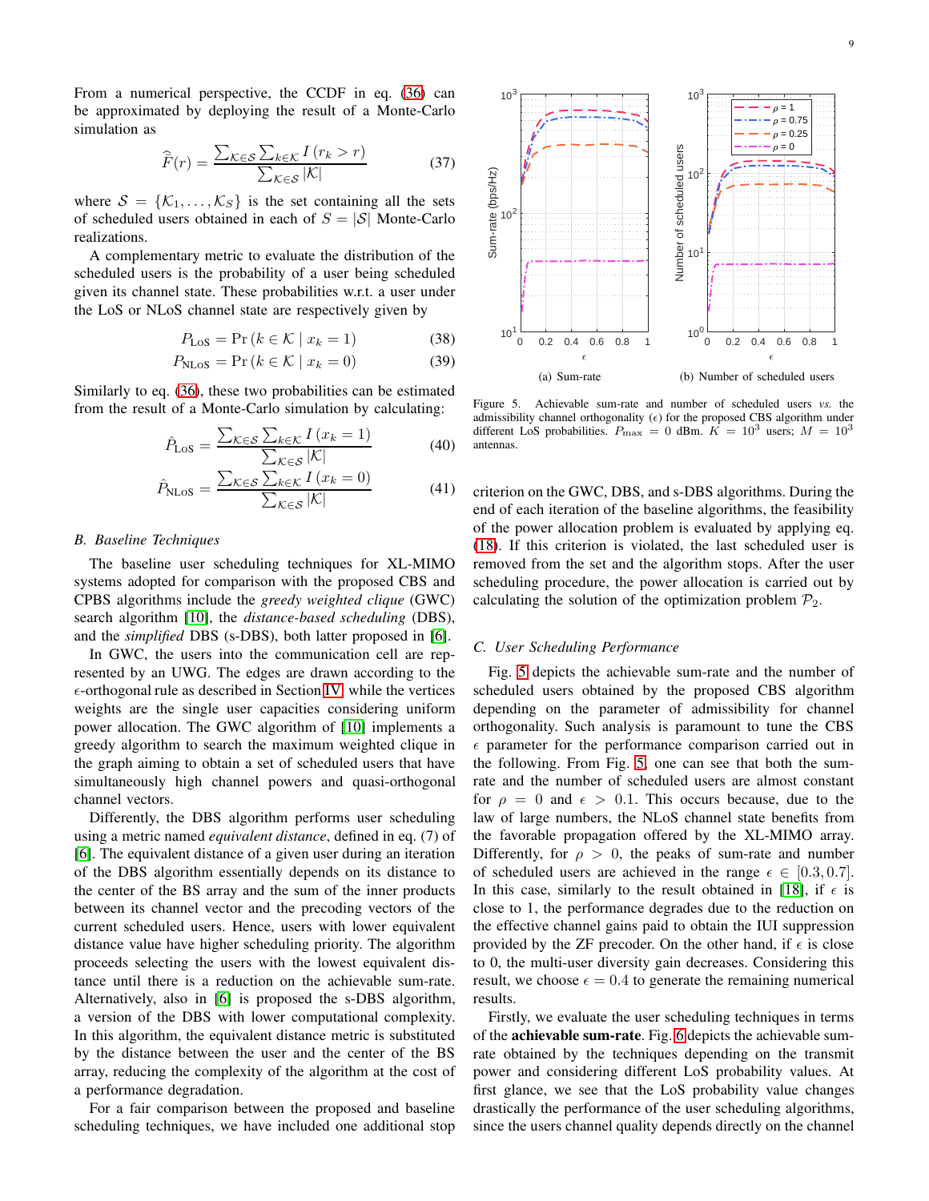From a numerical perspective, the CCDF in eq. (36) can be approximated by deploying the result of a Monte-Carlo simulation as

$$\hat{\bar{F}}(r) = \frac{\sum_{\mathcal{K}\in\mathcal{S}} \sum_{k\in\mathcal{K}} I\left(r_k > r\right)}{\sum_{\mathcal{K}\in\mathcal{S}} |\mathcal{K}|} \tag{37}$$

where $\mathcal{S} = \{\mathcal{K}_1, \ldots, \mathcal{K}_S\}$ is the set containing all the sets of scheduled users obtained in each of $S = |\mathcal{S}|$ Monte-Carlo realizations.

A complementary metric to evaluate the distribution of the scheduled users is the probability of a user being scheduled given its channel state. These probabilities w.r.t. a user under the LoS or NLoS channel state are respectively given by

$$P_{\text{LoS}} = \Pr\left(k \in \mathcal{K} \mid x_k = 1\right) \tag{38}$$

$$P_{\text{NLoS}} = \Pr\left(k \in \mathcal{K} \mid x_k = 0\right) \tag{39}$$

Similarly to eq. (36), these two probabilities can be estimated from the result of a Monte-Carlo simulation by calculating:

$$\hat{P}_{\text{LoS}} = \frac{\sum_{\mathcal{K}\in\mathcal{S}} \sum_{k\in\mathcal{K}} I\left(x_k = 1\right)}{\sum_{\mathcal{K}\in\mathcal{S}} |\mathcal{K}|} \tag{40}$$

$$\hat{P}_{\text{NLoS}} = \frac{\sum_{\mathcal{K}\in\mathcal{S}} \sum_{k\in\mathcal{K}} I\left(x_k = 0\right)}{\sum_{\mathcal{K}\in\mathcal{S}} |\mathcal{K}|} \tag{41}$$

### B. Baseline Techniques

The baseline user scheduling techniques for XL-MIMO systems adopted for comparison with the proposed CBS and CPBS algorithms include the *greedy weighted clique* (GWC) search algorithm [10], the *distance-based scheduling* (DBS), and the *simplified* DBS (s-DBS), both latter proposed in [6].

In GWC, the users into the communication cell are represented by an UWG. The edges are drawn according to the $\epsilon$-orthogonal rule as described in Section IV, while the vertices weights are the single user capacities considering uniform power allocation. The GWC algorithm of [10] implements a greedy algorithm to search the maximum weighted clique in the graph aiming to obtain a set of scheduled users that have simultaneously high channel powers and quasi-orthogonal channel vectors.

Differently, the DBS algorithm performs user scheduling using a metric named *equivalent distance*, defined in eq. (7) of [6]. The equivalent distance of a given user during an iteration of the DBS algorithm essentially depends on its distance to the center of the BS array and the sum of the inner products between its channel vector and the precoding vectors of the current scheduled users. Hence, users with lower equivalent distance value have higher scheduling priority. The algorithm proceeds selecting the users with the lowest equivalent distance until there is a reduction on the achievable sum-rate. Alternatively, also in [6] is proposed the s-DBS algorithm, a version of the DBS with lower computational complexity. In this algorithm, the equivalent distance metric is substituted by the distance between the user and the center of the BS array, reducing the complexity of the algorithm at the cost of a performance degradation.

For a fair comparison between the proposed and baseline scheduling techniques, we have included one additional stop criterion on the GWC, DBS, and s-DBS algorithms. During the end of each iteration of the baseline algorithms, the feasibility of the power allocation problem is evaluated by applying eq. (18). If this criterion is violated, the last scheduled user is removed from the set and the algorithm stops. After the user scheduling procedure, the power allocation is carried out by calculating the solution of the optimization problem $\mathcal{P}_2$.

(a) Sum-rate

(b) Number of scheduled users

Figure 5. Achievable sum-rate and number of scheduled users *vs.* the admissibility channel orthogonality ($\epsilon$) for the proposed CBS algorithm under different LoS probabilities. $P_{\max} = 0$ dBm. $K = 10^3$ users; $M = 10^3$ antennas.

### C. User Scheduling Performance

Fig. 5 depicts the achievable sum-rate and the number of scheduled users obtained by the proposed CBS algorithm depending on the parameter of admissibility for channel orthogonality. Such analysis is paramount to tune the CBS $\epsilon$ parameter for the performance comparison carried out in the following. From Fig. 5, one can see that both the sum-rate and the number of scheduled users are almost constant for $\rho = 0$ and $\epsilon > 0.1$. This occurs because, due to the law of large numbers, the NLoS channel state benefits from the favorable propagation offered by the XL-MIMO array. Differently, for $\rho > 0$, the peaks of sum-rate and number of scheduled users are achieved in the range $\epsilon \in [0.3, 0.7]$. In this case, similarly to the result obtained in [18], if $\epsilon$ is close to 1, the performance degrades due to the reduction on the effective channel gains paid to obtain the IUI suppression provided by the ZF precoder. On the other hand, if $\epsilon$ is close to 0, the multi-user diversity gain decreases. Considering this result, we choose $\epsilon = 0.4$ to generate the remaining numerical results.

Firstly, we evaluate the user scheduling techniques in terms of the **achievable sum-rate**. Fig. 6 depicts the achievable sum-rate obtained by the techniques depending on the transmit power and considering different LoS probability values. At first glance, we see that the LoS probability value changes drastically the performance of the user scheduling algorithms, since the users channel quality depends directly on the channel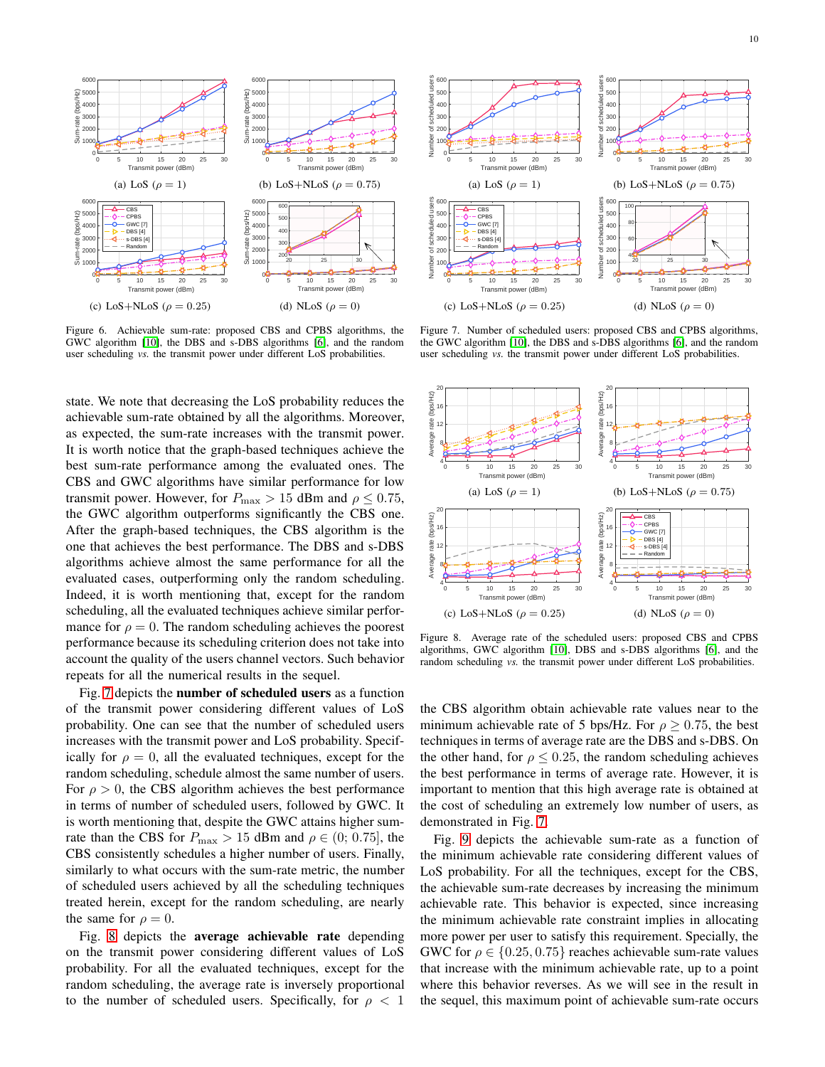Figure 6. Achievable sum-rate: proposed CBS and CPBS algorithms, the GWC algorithm [10], the DBS and s-DBS algorithms [6], and the random user scheduling *vs.* the transmit power under different LoS probabilities.

Figure 7. Number of scheduled users: proposed CBS and CPBS algorithms, the GWC algorithm [10], the DBS and s-DBS algorithms [6], and the random user scheduling *vs.* the transmit power under different LoS probabilities.

state. We note that decreasing the LoS probability reduces the achievable sum-rate obtained by all the algorithms. Moreover, as expected, the sum-rate increases with the transmit power. It is worth notice that the graph-based techniques achieve the best sum-rate performance among the evaluated ones. The CBS and GWC algorithms have similar performance for low transmit power. However, for $P_{\max} > 15$ dBm and $\rho \leq 0.75$, the GWC algorithm outperforms significantly the CBS one. After the graph-based techniques, the CBS algorithm is the one that achieves the best performance. The DBS and s-DBS algorithms achieve almost the same performance for all the evaluated cases, outperforming only the random scheduling. Indeed, it is worth mentioning that, except for the random scheduling, all the evaluated techniques achieve similar performance for $\rho = 0$. The random scheduling achieves the poorest performance because its scheduling criterion does not take into account the quality of the users channel vectors. Such behavior repeats for all the numerical results in the sequel.

Fig. 7 depicts the **number of scheduled users** as a function of the transmit power considering different values of LoS probability. One can see that the number of scheduled users increases with the transmit power and LoS probability. Specifically for $\rho = 0$, all the evaluated techniques, except for the random scheduling, schedule almost the same number of users. For $\rho > 0$, the CBS algorithm achieves the best performance in terms of number of scheduled users, followed by GWC. It is worth mentioning that, despite the GWC attains higher sum-rate than the CBS for $P_{\max} > 15$ dBm and $\rho \in (0; 0.75]$, the CBS consistently schedules a higher number of users. Finally, similarly to what occurs with the sum-rate metric, the number of scheduled users achieved by all the scheduling techniques treated herein, except for the random scheduling, are nearly the same for $\rho = 0$.

Fig. 8 depicts the **average achievable rate** depending on the transmit power considering different values of LoS probability. For all the evaluated techniques, except for the random scheduling, the average rate is inversely proportional to the number of scheduled users. Specifically, for $\rho < 1$ the CBS algorithm obtain achievable rate values near to the minimum achievable rate of 5 bps/Hz. For $\rho \geq 0.75$, the best techniques in terms of average rate are the DBS and s-DBS. On the other hand, for $\rho \leq 0.25$, the random scheduling achieves the best performance in terms of average rate. However, it is important to mention that this high average rate is obtained at the cost of scheduling an extremely low number of users, as demonstrated in Fig. 7.

Figure 8. Average rate of the scheduled users: proposed CBS and CPBS algorithms, GWC algorithm [10], DBS and s-DBS algorithms [6], and the random scheduling *vs.* the transmit power under different LoS probabilities.

Fig. 9 depicts the achievable sum-rate as a function of the minimum achievable rate considering different values of LoS probability. For all the techniques, except for the CBS, the achievable sum-rate decreases by increasing the minimum achievable rate. This behavior is expected, since increasing the minimum achievable rate constraint implies in allocating more power per user to satisfy this requirement. Specially, the GWC for $\rho \in \{0.25, 0.75\}$ reaches achievable sum-rate values that increase with the minimum achievable rate, up to a point where this behavior reverses. As we will see in the result in the sequel, this maximum point of achievable sum-rate occurs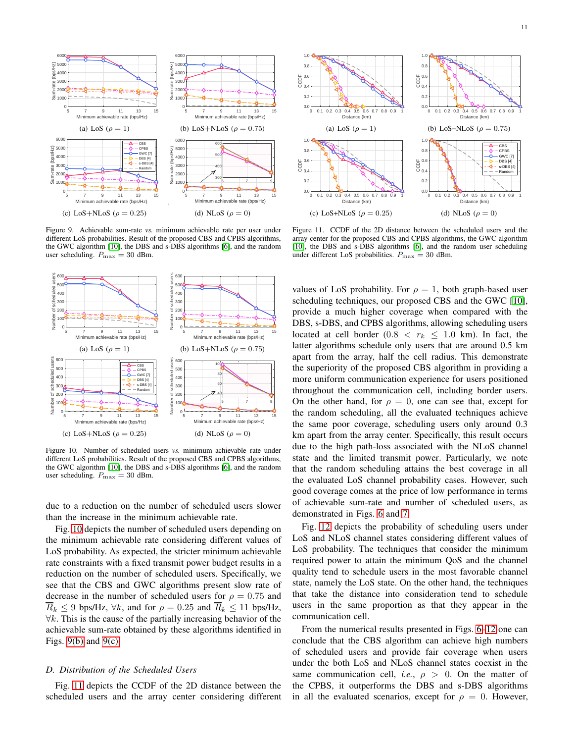(a) LoS ($\rho = 1$)

(b) LoS+NLoS ($\rho = 0.75$)

(c) LoS+NLoS ($\rho = 0.25$)

(d) NLoS ($\rho = 0$)

Figure 9. Achievable sum-rate *vs.* minimum achievable rate per user under different LoS probabilities. Result of the proposed CBS and CPBS algorithms, the GWC algorithm [10], the DBS and s-DBS algorithms [6], and the random user scheduling. $P_{\max} = 30$ dBm.

(a) LoS ($\rho = 1$)

(b) LoS+NLoS ($\rho = 0.75$)

(c) LoS+NLoS ($\rho = 0.25$)

(d) NLoS ($\rho = 0$)

Figure 10. Number of scheduled users *vs.* minimum achievable rate under different LoS probabilities. Result of the proposed CBS and CPBS algorithms, the GWC algorithm [10], the DBS and s-DBS algorithms [6], and the random user scheduling. $P_{\max} = 30$ dBm.

due to a reduction on the number of scheduled users slower than the increase in the minimum achievable rate.

Fig. 10 depicts the number of scheduled users depending on the minimum achievable rate considering different values of LoS probability. As expected, the stricter minimum achievable rate constraints with a fixed transmit power budget results in a reduction on the number of scheduled users. Specifically, we see that the CBS and GWC algorithms present slow rate of decrease in the number of scheduled users for $\rho = 0.75$ and $\overline{R}_k \leq 9$ bps/Hz, $\forall k$, and for $\rho = 0.25$ and $\overline{R}_k \leq 11$ bps/Hz, $\forall k$. This is the cause of the partially increasing behavior of the achievable sum-rate obtained by these algorithms identified in Figs. 9(b) and 9(c).

### D. Distribution of the Scheduled Users

Fig. 11 depicts the CCDF of the 2D distance between the scheduled users and the array center considering different

(a) LoS ($\rho = 1$)

(b) LoS+NLoS ($\rho = 0.75$)

(c) LoS+NLoS ($\rho = 0.25$)

(d) NLoS ($\rho = 0$)

Figure 11. CCDF of the 2D distance between the scheduled users and the array center for the proposed CBS and CPBS algorithms, the GWC algorithm [10], the DBS and s-DBS algorithms [6], and the random user scheduling under different LoS probabilities. $P_{\max} = 30$ dBm.

values of LoS probability. For $\rho = 1$, both graph-based user scheduling techniques, our proposed CBS and the GWC [10], provide a much higher coverage when compared with the DBS, s-DBS, and CPBS algorithms, allowing scheduling users located at cell border ($0.8 < r_k \leq 1.0$ km). In fact, the latter algorithms schedule only users that are around 0.5 km apart from the array, half the cell radius. This demonstrate the superiority of the proposed CBS algorithm in providing a more uniform communication experience for users positioned throughout the communication cell, including border users. On the other hand, for $\rho = 0$, one can see that, except for the random scheduling, all the evaluated techniques achieve the same poor coverage, scheduling users only around 0.3 km apart from the array center. Specifically, this result occurs due to the high path-loss associated with the NLoS channel state and the limited transmit power. Particularly, we note that the random scheduling attains the best coverage in all the evaluated LoS channel probability cases. However, such good coverage comes at the price of low performance in terms of achievable sum-rate and number of scheduled users, as demonstrated in Figs. 6 and 7.

Fig. 12 depicts the probability of scheduling users under LoS and NLoS channel states considering different values of LoS probability. The techniques that consider the minimum required power to attain the minimum QoS and the channel quality tend to schedule users in the most favorable channel state, namely the LoS state. On the other hand, the techniques that take the distance into consideration tend to schedule users in the same proportion as that they appear in the communication cell.

From the numerical results presented in Figs. 6–12 one can conclude that the CBS algorithm can achieve high numbers of scheduled users and provide fair coverage when users under the both LoS and NLoS channel states coexist in the same communication cell, *i.e.*, $\rho > 0$. On the matter of the CPBS, it outperforms the DBS and s-DBS algorithms in all the evaluated scenarios, except for $\rho = 0$. However,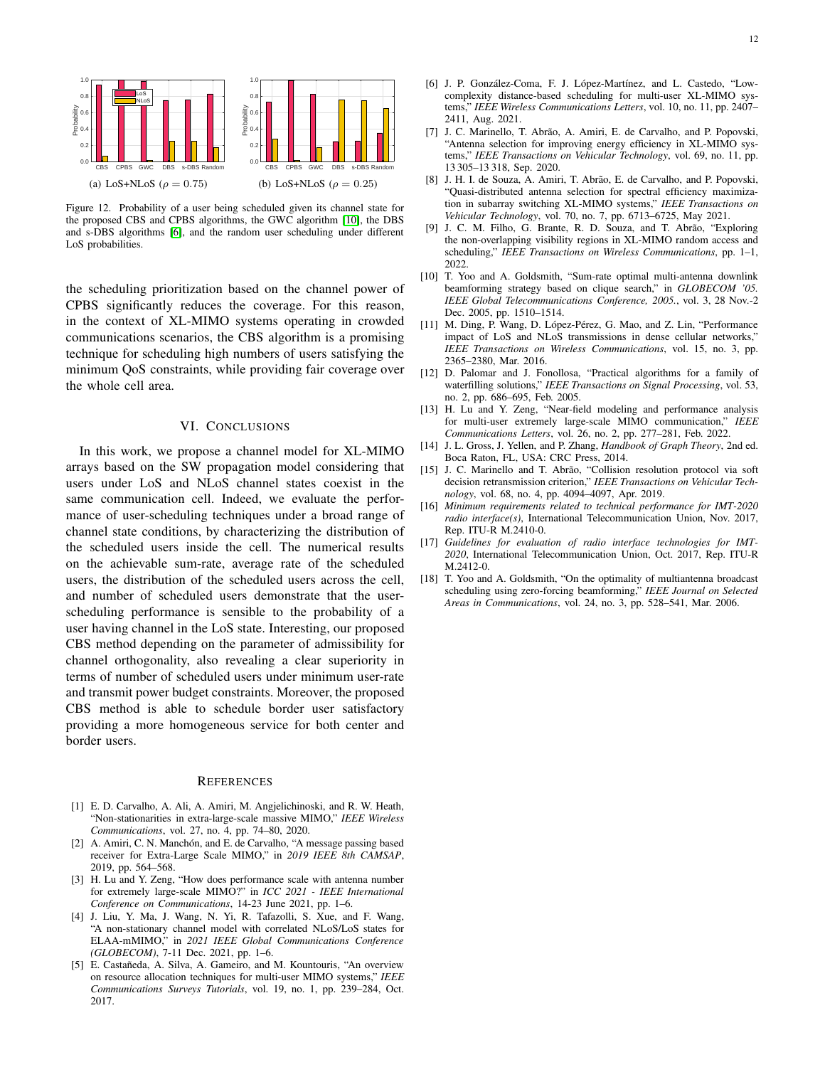1.0
0.8
0.6
0.4
0.2
0.0
Probability
LoS
NLoS
CBS CPBS GWC DBS s-DBS Random

(a) LoS+NLoS ($\rho = 0.75$)

1.0
0.8
0.6
0.4
0.2
0.0
Probability
CBS CPBS GWC DBS s-DBS Random

(b) LoS+NLoS ($\rho = 0.25$)

Figure 12. Probability of a user being scheduled given its channel state for the proposed CBS and CPBS algorithms, the GWC algorithm [10], the DBS and s-DBS algorithms [6], and the random user scheduling under different LoS probabilities.

the scheduling prioritization based on the channel power of CPBS significantly reduces the coverage. For this reason, in the context of XL-MIMO systems operating in crowded communications scenarios, the CBS algorithm is a promising technique for scheduling high numbers of users satisfying the minimum QoS constraints, while providing fair coverage over the whole cell area.

## VI. Conclusions

In this work, we propose a channel model for XL-MIMO arrays based on the SW propagation model considering that users under LoS and NLoS channel states coexist in the same communication cell. Indeed, we evaluate the performance of user-scheduling techniques under a broad range of channel state conditions, by characterizing the distribution of the scheduled users inside the cell. The numerical results on the achievable sum-rate, average rate of the scheduled users, the distribution of the scheduled users across the cell, and number of scheduled users demonstrate that the user-scheduling performance is sensible to the probability of a user having channel in the LoS state. Interesting, our proposed CBS method depending on the parameter of admissibility for channel orthogonality, also revealing a clear superiority in terms of number of scheduled users under minimum user-rate and transmit power budget constraints. Moreover, the proposed CBS method is able to schedule border user satisfactory providing a more homogeneous service for both center and border users.

## References

[1] E. D. Carvalho, A. Ali, A. Amiri, M. Angjelichinoski, and R. W. Heath, "Non-stationarities in extra-large-scale massive MIMO," *IEEE Wireless Communications*, vol. 27, no. 4, pp. 74–80, 2020.

[2] A. Amiri, C. N. Manchón, and E. de Carvalho, "A message passing based receiver for Extra-Large Scale MIMO," in *2019 IEEE 8th CAMSAP*, 2019, pp. 564–568.

[3] H. Lu and Y. Zeng, "How does performance scale with antenna number for extremely large-scale MIMO?" in *ICC 2021 - IEEE International Conference on Communications*, 14-23 June 2021, pp. 1–6.

[4] J. Liu, Y. Ma, J. Wang, N. Yi, R. Tafazolli, S. Xue, and F. Wang, "A non-stationary channel model with correlated NLoS/LoS states for ELAA-mMIMO," in *2021 IEEE Global Communications Conference (GLOBECOM)*, 7-11 Dec. 2021, pp. 1–6.

[5] E. Castañeda, A. Silva, A. Gameiro, and M. Kountouris, "An overview on resource allocation techniques for multi-user MIMO systems," *IEEE Communications Surveys Tutorials*, vol. 19, no. 1, pp. 239–284, Oct. 2017.

[6] J. P. González-Coma, F. J. López-Martínez, and L. Castedo, "Low-complexity distance-based scheduling for multi-user XL-MIMO systems," *IEEE Wireless Communications Letters*, vol. 10, no. 11, pp. 2407–2411, Aug. 2021.

[7] J. C. Marinello, T. Abrão, A. Amiri, E. de Carvalho, and P. Popovski, "Antenna selection for improving energy efficiency in XL-MIMO systems," *IEEE Transactions on Vehicular Technology*, vol. 69, no. 11, pp. 13 305–13 318, Sep. 2020.

[8] J. H. I. de Souza, A. Amiri, T. Abrão, E. de Carvalho, and P. Popovski, "Quasi-distributed antenna selection for spectral efficiency maximization in subarray switching XL-MIMO systems," *IEEE Transactions on Vehicular Technology*, vol. 70, no. 7, pp. 6713–6725, May 2021.

[9] J. C. M. Filho, G. Brante, R. D. Souza, and T. Abrão, "Exploring the non-overlapping visibility regions in XL-MIMO random access and scheduling," *IEEE Transactions on Wireless Communications*, pp. 1–1, 2022.

[10] T. Yoo and A. Goldsmith, "Sum-rate optimal multi-antenna downlink beamforming strategy based on clique search," in *GLOBECOM '05. IEEE Global Telecommunications Conference, 2005.*, vol. 3, 28 Nov.-2 Dec. 2005, pp. 1510–1514.

[11] M. Ding, P. Wang, D. López-Pérez, G. Mao, and Z. Lin, "Performance impact of LoS and NLoS transmissions in dense cellular networks," *IEEE Transactions on Wireless Communications*, vol. 15, no. 3, pp. 2365–2380, Mar. 2016.

[12] D. Palomar and J. Fonollosa, "Practical algorithms for a family of waterfilling solutions," *IEEE Transactions on Signal Processing*, vol. 53, no. 2, pp. 686–695, Feb. 2005.

[13] H. Lu and Y. Zeng, "Near-field modeling and performance analysis for multi-user extremely large-scale MIMO communication," *IEEE Communications Letters*, vol. 26, no. 2, pp. 277–281, Feb. 2022.

[14] J. L. Gross, J. Yellen, and P. Zhang, *Handbook of Graph Theory*, 2nd ed. Boca Raton, FL, USA: CRC Press, 2014.

[15] J. C. Marinello and T. Abrão, "Collision resolution protocol via soft decision retransmission criterion," *IEEE Transactions on Vehicular Technology*, vol. 68, no. 4, pp. 4094–4097, Apr. 2019.

[16] *Minimum requirements related to technical performance for IMT-2020 radio interface(s)*, International Telecommunication Union, Nov. 2017, Rep. ITU-R M.2410-0.

[17] *Guidelines for evaluation of radio interface technologies for IMT-2020*, International Telecommunication Union, Oct. 2017, Rep. ITU-R M.2412-0.

[18] T. Yoo and A. Goldsmith, "On the optimality of multiantenna broadcast scheduling using zero-forcing beamforming," *IEEE Journal on Selected Areas in Communications*, vol. 24, no. 3, pp. 528–541, Mar. 2006.